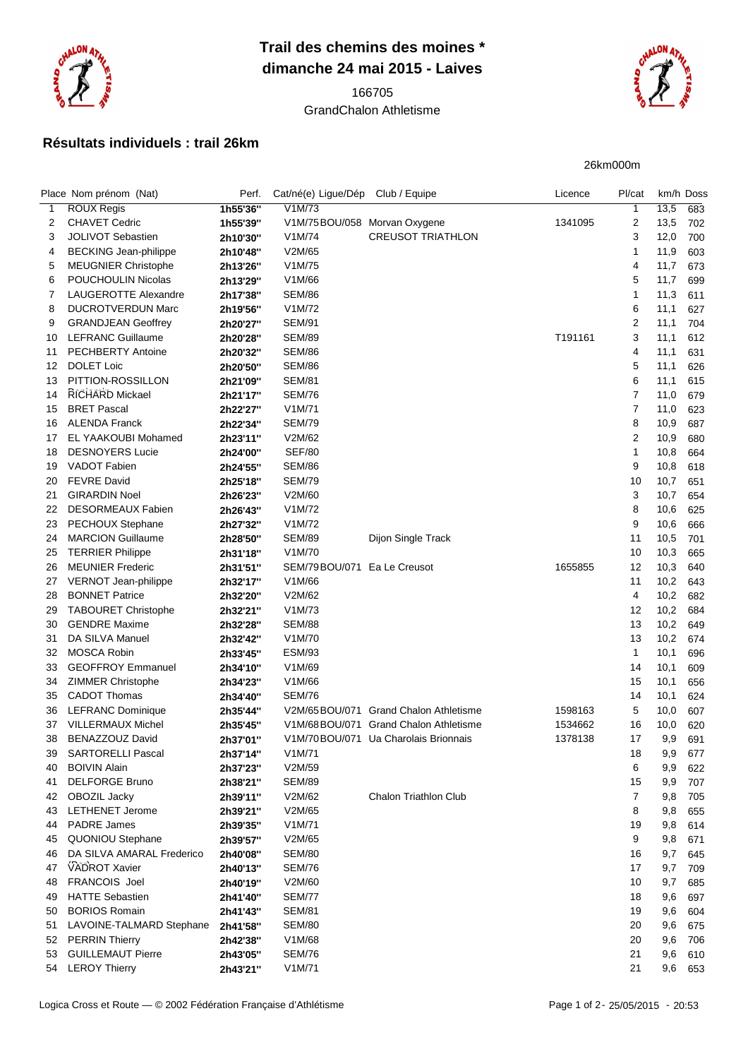# Trail des chemins des moines *

## dimanche 24 mai 2015 - Laives

166705

GrandChalon Athletisme

## Résultats individuels : trail 26km

26km000m

| Place | Nom prénom (Nat) | Perf. | Cat/né(e) | Ligue/Dép | Club / Equipe | Licence | Pl/cat | km/h | Doss |
|---|---|---|---|---|---|---|---|---|---|
| 1 | ROUX Regis | 1h55'36'' | V1M/73 | | | | 1 | 13,5 | 683 |
| 2 | CHAVET Cedric | 1h55'39'' | V1M/75 | BOU/058 | Morvan Oxygene | 1341095 | 2 | 13,5 | 702 |
| 3 | JOLIVOT Sebastien | 2h10'30'' | V1M/74 | | CREUSOT TRIATHLON | | 3 | 12,0 | 700 |
| 4 | BECKING Jean-philippe | 2h10'48'' | V2M/65 | | | | 1 | 11,9 | 603 |
| 5 | MEUGNIER Christophe | 2h13'26'' | V1M/75 | | | | 4 | 11,7 | 673 |
| 6 | POUCHOULIN Nicolas | 2h13'29'' | V1M/66 | | | | 5 | 11,7 | 699 |
| 7 | LAUGEROTTE Alexandre | 2h17'38'' | SEM/86 | | | | 1 | 11,3 | 611 |
| 8 | DUCROTVERDUN Marc | 2h19'56'' | V1M/72 | | | | 6 | 11,1 | 627 |
| 9 | GRANDJEAN Geoffrey | 2h20'27'' | SEM/91 | | | | 2 | 11,1 | 704 |
| 10 | LEFRANC Guillaume | 2h20'28'' | SEM/89 | | | T191161 | 3 | 11,1 | 612 |
| 11 | PECHBERTY Antoine | 2h20'32'' | SEM/86 | | | | 4 | 11,1 | 631 |
| 12 | DOLET Loic | 2h20'50'' | SEM/86 | | | | 5 | 11,1 | 626 |
| 13 | PITTION-ROSSILLON | 2h21'09'' | SEM/81 | | | | 6 | 11,1 | 615 |
| 14 | RICHARD Mickael | 2h21'17'' | SEM/76 | | | | 7 | 11,0 | 679 |
| 15 | BRET Pascal | 2h22'27'' | V1M/71 | | | | 7 | 11,0 | 623 |
| 16 | ALENDA Franck | 2h22'34'' | SEM/79 | | | | 8 | 10,9 | 687 |
| 17 | EL YAAKOUBI Mohamed | 2h23'11'' | V2M/62 | | | | 2 | 10,9 | 680 |
| 18 | DESNOYERS Lucie | 2h24'00'' | SEF/80 | | | | 1 | 10,8 | 664 |
| 19 | VADOT Fabien | 2h24'55'' | SEM/86 | | | | 9 | 10,8 | 618 |
| 20 | FEVRE David | 2h25'18'' | SEM/79 | | | | 10 | 10,7 | 651 |
| 21 | GIRARDIN Noel | 2h26'23'' | V2M/60 | | | | 3 | 10,7 | 654 |
| 22 | DESORMEAUX Fabien | 2h26'43'' | V1M/72 | | | | 8 | 10,6 | 625 |
| 23 | PECHOUX Stephane | 2h27'32'' | V1M/72 | | | | 9 | 10,6 | 666 |
| 24 | MARCION Guillaume | 2h28'50'' | SEM/89 | | Dijon Single Track | | 11 | 10,5 | 701 |
| 25 | TERRIER Philippe | 2h31'18'' | V1M/70 | | | | 10 | 10,3 | 665 |
| 26 | MEUNIER Frederic | 2h31'51'' | SEM/79 | BOU/071 | Ea Le Creusot | 1655855 | 12 | 10,3 | 640 |
| 27 | VERNOT Jean-philippe | 2h32'17'' | V1M/66 | | | | 11 | 10,2 | 643 |
| 28 | BONNET Patrice | 2h32'20'' | V2M/62 | | | | 4 | 10,2 | 682 |
| 29 | TABOURET Christophe | 2h32'21'' | V1M/73 | | | | 12 | 10,2 | 684 |
| 30 | GENDRE Maxime | 2h32'28'' | SEM/88 | | | | 13 | 10,2 | 649 |
| 31 | DA SILVA Manuel | 2h32'42'' | V1M/70 | | | | 13 | 10,2 | 674 |
| 32 | MOSCA Robin | 2h33'45'' | ESM/93 | | | | 1 | 10,1 | 696 |
| 33 | GEOFFROY Emmanuel | 2h34'10'' | V1M/69 | | | | 14 | 10,1 | 609 |
| 34 | ZIMMER Christophe | 2h34'23'' | V1M/66 | | | | 15 | 10,1 | 656 |
| 35 | CADOT Thomas | 2h34'40'' | SEM/76 | | | | 14 | 10,1 | 624 |
| 36 | LEFRANC Dominique | 2h35'44'' | V2M/65 | BOU/071 | Grand Chalon Athletisme | 1598163 | 5 | 10,0 | 607 |
| 37 | VILLERMAUX Michel | 2h35'45'' | V1M/68 | BOU/071 | Grand Chalon Athletisme | 1534662 | 16 | 10,0 | 620 |
| 38 | BENAZZOUZ David | 2h37'01'' | V1M/70 | BOU/071 | Ua Charolais Brionnais | 1378138 | 17 | 9,9 | 691 |
| 39 | SARTORELLI Pascal | 2h37'14'' | V1M/71 | | | | 18 | 9,9 | 677 |
| 40 | BOIVIN Alain | 2h37'23'' | V2M/59 | | | | 6 | 9,9 | 622 |
| 41 | DELFORGE Bruno | 2h38'21'' | SEM/89 | | | | 15 | 9,9 | 707 |
| 42 | OBOZIL Jacky | 2h39'11'' | V2M/62 | | Chalon Triathlon Club | | 7 | 9,8 | 705 |
| 43 | LETHENET Jerome | 2h39'21'' | V2M/65 | | | | 8 | 9,8 | 655 |
| 44 | PADRE James | 2h39'35'' | V1M/71 | | | | 19 | 9,8 | 614 |
| 45 | QUONIOU Stephane | 2h39'57'' | V2M/65 | | | | 9 | 9,8 | 671 |
| 46 | DA SILVA AMARAL Frederico | 2h40'08'' | SEM/80 | | | | 16 | 9,7 | 645 |
| 47 | VADROT Xavier | 2h40'13'' | SEM/76 | | | | 17 | 9,7 | 709 |
| 48 | FRANCOIS Joel | 2h40'19'' | V2M/60 | | | | 10 | 9,7 | 685 |
| 49 | HATTE Sebastien | 2h41'40'' | SEM/77 | | | | 18 | 9,6 | 697 |
| 50 | BORIOS Romain | 2h41'43'' | SEM/81 | | | | 19 | 9,6 | 604 |
| 51 | LAVOINE-TALMARD Stephane | 2h41'58'' | SEM/80 | | | | 20 | 9,6 | 675 |
| 52 | PERRIN Thierry | 2h42'38'' | V1M/68 | | | | 20 | 9,6 | 706 |
| 53 | GUILLEMAUT Pierre | 2h43'05'' | SEM/76 | | | | 21 | 9,6 | 610 |
| 54 | LEROY Thierry | 2h43'21'' | V1M/71 | | | | 21 | 9,6 | 653 |

Logica Cross et Route — © 2002 Fédération Française d'Athlétisme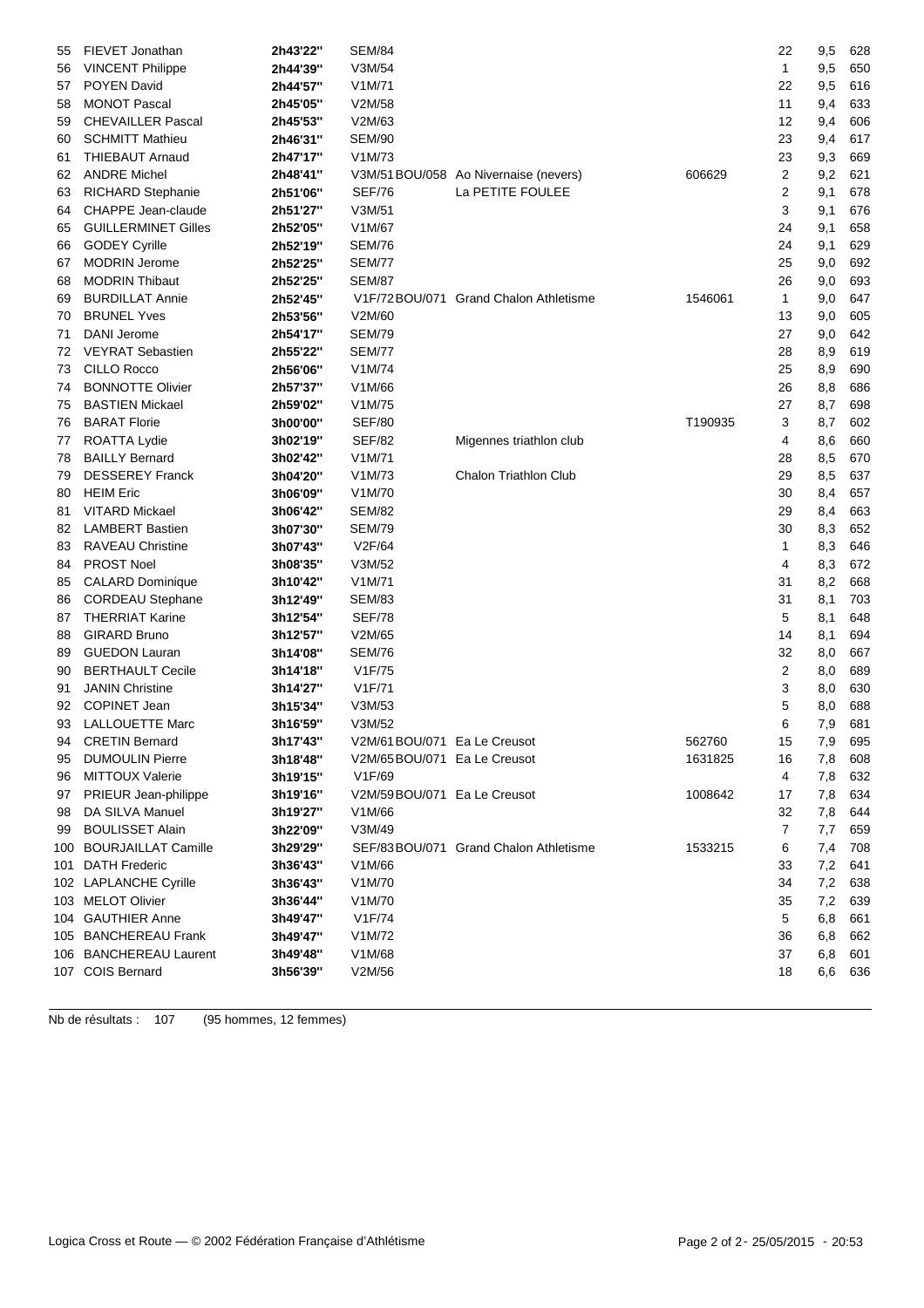| | | | | | | | | | |
|---|---|---|---|---|---|---|---|---|---|
| 55 | FIEVET Jonathan | 2h43'22'' | SEM/84 | | | | 22 | 9,5 | 628 |
| 56 | VINCENT Philippe | 2h44'39'' | V3M/54 | | | | 1 | 9,5 | 650 |
| 57 | POYEN David | 2h44'57'' | V1M/71 | | | | 22 | 9,5 | 616 |
| 58 | MONOT Pascal | 2h45'05'' | V2M/58 | | | | 11 | 9,4 | 633 |
| 59 | CHEVAILLER Pascal | 2h45'53'' | V2M/63 | | | | 12 | 9,4 | 606 |
| 60 | SCHMITT Mathieu | 2h46'31'' | SEM/90 | | | | 23 | 9,4 | 617 |
| 61 | THIEBAUT Arnaud | 2h47'17'' | V1M/73 | | | | 23 | 9,3 | 669 |
| 62 | ANDRE Michel | 2h48'41'' | V3M/51 | BOU/058 | Ao Nivernaise (nevers) | 606629 | 2 | 9,2 | 621 |
| 63 | RICHARD Stephanie | 2h51'06'' | SEF/76 | | La PETITE FOULEE | | 2 | 9,1 | 678 |
| 64 | CHAPPE Jean-claude | 2h51'27'' | V3M/51 | | | | 3 | 9,1 | 676 |
| 65 | GUILLERMINET Gilles | 2h52'05'' | V1M/67 | | | | 24 | 9,1 | 658 |
| 66 | GODEY Cyrille | 2h52'19'' | SEM/76 | | | | 24 | 9,1 | 629 |
| 67 | MODRIN Jerome | 2h52'25'' | SEM/77 | | | | 25 | 9,0 | 692 |
| 68 | MODRIN Thibaut | 2h52'25'' | SEM/87 | | | | 26 | 9,0 | 693 |
| 69 | BURDILLAT Annie | 2h52'45'' | V1F/72 | BOU/071 | Grand Chalon Athletisme | 1546061 | 1 | 9,0 | 647 |
| 70 | BRUNEL Yves | 2h53'56'' | V2M/60 | | | | 13 | 9,0 | 605 |
| 71 | DANI Jerome | 2h54'17'' | SEM/79 | | | | 27 | 9,0 | 642 |
| 72 | VEYRAT Sebastien | 2h55'22'' | SEM/77 | | | | 28 | 8,9 | 619 |
| 73 | CILLO Rocco | 2h56'06'' | V1M/74 | | | | 25 | 8,9 | 690 |
| 74 | BONNOTTE Olivier | 2h57'37'' | V1M/66 | | | | 26 | 8,8 | 686 |
| 75 | BASTIEN Mickael | 2h59'02'' | V1M/75 | | | | 27 | 8,7 | 698 |
| 76 | BARAT Florie | 3h00'00'' | SEF/80 | | | T190935 | 3 | 8,7 | 602 |
| 77 | ROATTA Lydie | 3h02'19'' | SEF/82 | | Migennes triathlon club | | 4 | 8,6 | 660 |
| 78 | BAILLY Bernard | 3h02'42'' | V1M/71 | | | | 28 | 8,5 | 670 |
| 79 | DESSEREY Franck | 3h04'20'' | V1M/73 | | Chalon Triathlon Club | | 29 | 8,5 | 637 |
| 80 | HEIM Eric | 3h06'09'' | V1M/70 | | | | 30 | 8,4 | 657 |
| 81 | VITARD Mickael | 3h06'42'' | SEM/82 | | | | 29 | 8,4 | 663 |
| 82 | LAMBERT Bastien | 3h07'30'' | SEM/79 | | | | 30 | 8,3 | 652 |
| 83 | RAVEAU Christine | 3h07'43'' | V2F/64 | | | | 1 | 8,3 | 646 |
| 84 | PROST Noel | 3h08'35'' | V3M/52 | | | | 4 | 8,3 | 672 |
| 85 | CALARD Dominique | 3h10'42'' | V1M/71 | | | | 31 | 8,2 | 668 |
| 86 | CORDEAU Stephane | 3h12'49'' | SEM/83 | | | | 31 | 8,1 | 703 |
| 87 | THERRIAT Karine | 3h12'54'' | SEF/78 | | | | 5 | 8,1 | 648 |
| 88 | GIRARD Bruno | 3h12'57'' | V2M/65 | | | | 14 | 8,1 | 694 |
| 89 | GUEDON Lauran | 3h14'08'' | SEM/76 | | | | 32 | 8,0 | 667 |
| 90 | BERTHAULT Cecile | 3h14'18'' | V1F/75 | | | | 2 | 8,0 | 689 |
| 91 | JANIN Christine | 3h14'27'' | V1F/71 | | | | 3 | 8,0 | 630 |
| 92 | COPINET Jean | 3h15'34'' | V3M/53 | | | | 5 | 8,0 | 688 |
| 93 | LALLOUETTE Marc | 3h16'59'' | V3M/52 | | | | 6 | 7,9 | 681 |
| 94 | CRETIN Bernard | 3h17'43'' | V2M/61 | BOU/071 | Ea Le Creusot | 562760 | 15 | 7,9 | 695 |
| 95 | DUMOULIN Pierre | 3h18'48'' | V2M/65 | BOU/071 | Ea Le Creusot | 1631825 | 16 | 7,8 | 608 |
| 96 | MITTOUX Valerie | 3h19'15'' | V1F/69 | | | | 4 | 7,8 | 632 |
| 97 | PRIEUR Jean-philippe | 3h19'16'' | V2M/59 | BOU/071 | Ea Le Creusot | 1008642 | 17 | 7,8 | 634 |
| 98 | DA SILVA Manuel | 3h19'27'' | V1M/66 | | | | 32 | 7,8 | 644 |
| 99 | BOULISSET Alain | 3h22'09'' | V3M/49 | | | | 7 | 7,7 | 659 |
| 100 | BOURJAILLAT Camille | 3h29'29'' | SEF/83 | BOU/071 | Grand Chalon Athletisme | 1533215 | 6 | 7,4 | 708 |
| 101 | DATH Frederic | 3h36'43'' | V1M/66 | | | | 33 | 7,2 | 641 |
| 102 | LAPLANCHE Cyrille | 3h36'43'' | V1M/70 | | | | 34 | 7,2 | 638 |
| 103 | MELOT Olivier | 3h36'44'' | V1M/70 | | | | 35 | 7,2 | 639 |
| 104 | GAUTHIER Anne | 3h49'47'' | V1F/74 | | | | 5 | 6,8 | 661 |
| 105 | BANCHEREAU Frank | 3h49'47'' | V1M/72 | | | | 36 | 6,8 | 662 |
| 106 | BANCHEREAU Laurent | 3h49'48'' | V1M/68 | | | | 37 | 6,8 | 601 |
| 107 | COIS Bernard | 3h56'39'' | V2M/56 | | | | 18 | 6,6 | 636 |

Nb de résultats : 107 (95 hommes, 12 femmes)

Logica Cross et Route — © 2002 Fédération Française d'Athlétisme